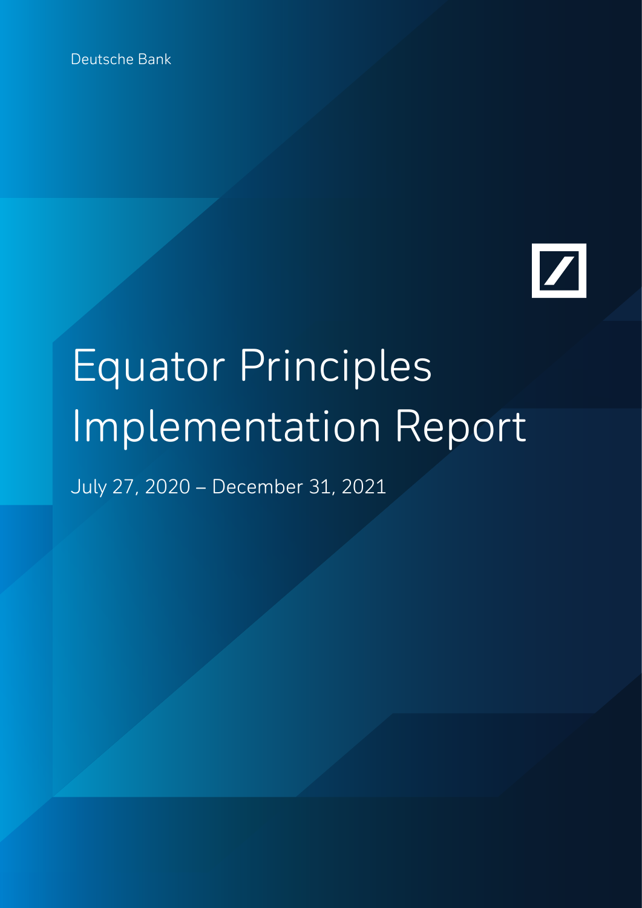Deutsche Bank

# Equator Principles Implementation Report

July 27, 2020 – December 31, 2021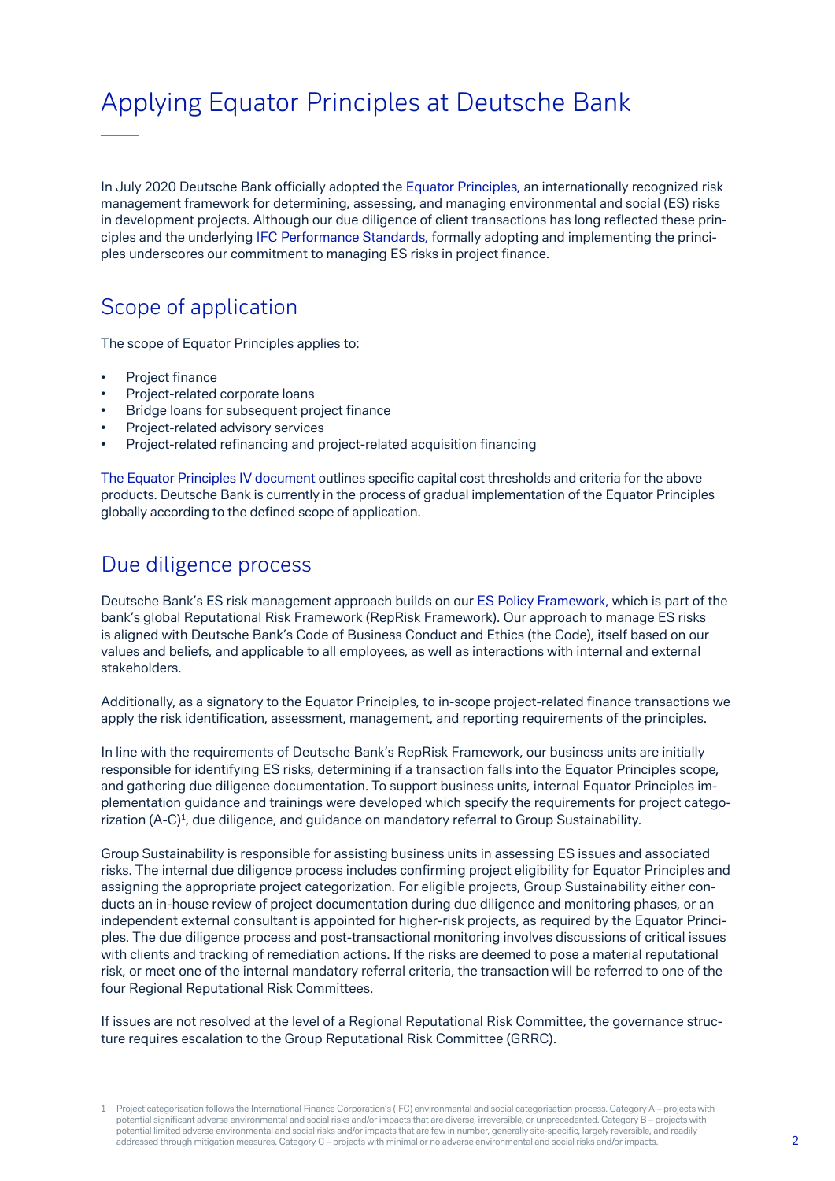# Applying Equator Principles at Deutsche Bank

In July 2020 Deutsche Bank officially adopted the Equator Principles, an internationally recognized risk management framework for determining, assessing, and managing environmental and social (ES) risks in development projects. Although our due diligence of client transactions has long reflected these principles and the underlying IFC Performance Standards, formally adopting and implementing the principles underscores our commitment to managing ES risks in project finance.

## Scope of application

The scope of Equator Principles applies to:

- Project finance
- Project-related corporate loans
- Bridge loans for subsequent project finance
- Project-related advisory services
- Project-related refinancing and project-related acquisition financing

The Equator Principles IV document outlines specific capital cost thresholds and criteria for the above products. Deutsche Bank is currently in the process of gradual implementation of the Equator Principles globally according to the defined scope of application.

## Due diligence process

Deutsche Bank's ES risk management approach builds on our ES Policy Framework, which is part of the bank's global Reputational Risk Framework (RepRisk Framework). Our approach to manage ES risks is aligned with Deutsche Bank's Code of Business Conduct and Ethics (the Code), itself based on our values and beliefs, and applicable to all employees, as well as interactions with internal and external stakeholders.

Additionally, as a signatory to the Equator Principles, to in-scope project-related finance transactions we apply the risk identification, assessment, management, and reporting requirements of the principles.

In line with the requirements of Deutsche Bank's RepRisk Framework, our business units are initially responsible for identifying ES risks, determining if a transaction falls into the Equator Principles scope, and gathering due diligence documentation. To support business units, internal Equator Principles implementation guidance and trainings were developed which specify the requirements for project categorization (A-C)[1], due diligence, and guidance on mandatory referral to Group Sustainability.

Group Sustainability is responsible for assisting business units in assessing ES issues and associated risks. The internal due diligence process includes confirming project eligibility for Equator Principles and assigning the appropriate project categorization. For eligible projects, Group Sustainability either conducts an in-house review of project documentation during due diligence and monitoring phases, or an independent external consultant is appointed for higher-risk projects, as required by the Equator Principles. The due diligence process and post-transactional monitoring involves discussions of critical issues with clients and tracking of remediation actions. If the risks are deemed to pose a material reputational risk, or meet one of the internal mandatory referral criteria, the transaction will be referred to one of the four Regional Reputational Risk Committees.

If issues are not resolved at the level of a Regional Reputational Risk Committee, the governance structure requires escalation to the Group Reputational Risk Committee (GRRC).

---

1 Project categorisation follows the International Finance Corporation's (IFC) environmental and social categorisation process. Category A – projects with potential significant adverse environmental and social risks and/or impacts that are diverse, irreversible, or unprecedented. Category B – projects with potential limited adverse environmental and social risks and/or impacts that are few in number, generally site-specific, largely reversible, and readily addressed through mitigation measures. Category C – projects with minimal or no adverse environmental and social risks and/or impacts.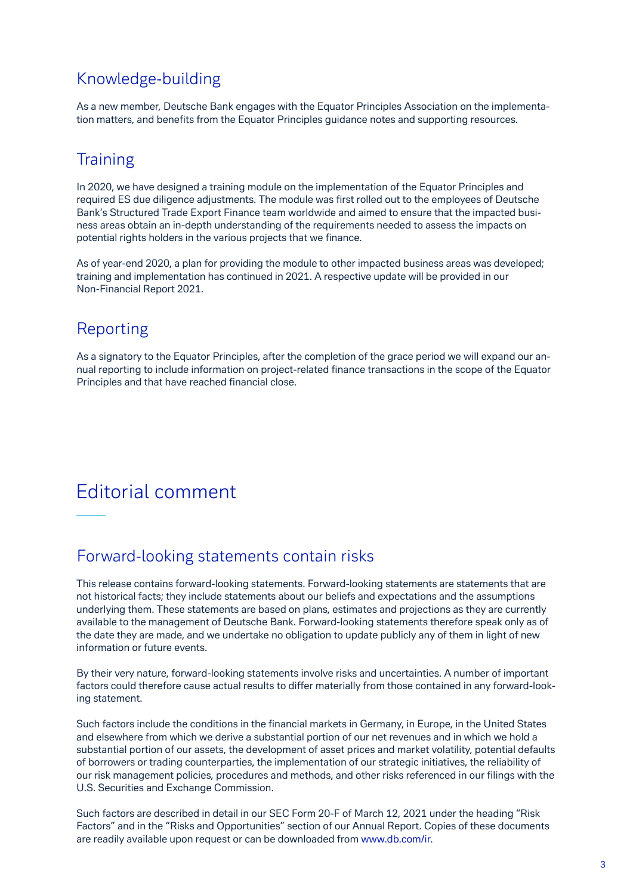## Knowledge-building

As a new member, Deutsche Bank engages with the Equator Principles Association on the implementation matters, and benefits from the Equator Principles guidance notes and supporting resources.

## Training

In 2020, we have designed a training module on the implementation of the Equator Principles and required ES due diligence adjustments. The module was first rolled out to the employees of Deutsche Bank's Structured Trade Export Finance team worldwide and aimed to ensure that the impacted business areas obtain an in-depth understanding of the requirements needed to assess the impacts on potential rights holders in the various projects that we finance.

As of year-end 2020, a plan for providing the module to other impacted business areas was developed; training and implementation has continued in 2021. A respective update will be provided in our Non-Financial Report 2021.

## Reporting

As a signatory to the Equator Principles, after the completion of the grace period we will expand our annual reporting to include information on project-related finance transactions in the scope of the Equator Principles and that have reached financial close.

# Editorial comment

## Forward-looking statements contain risks

This release contains forward-looking statements. Forward-looking statements are statements that are not historical facts; they include statements about our beliefs and expectations and the assumptions underlying them. These statements are based on plans, estimates and projections as they are currently available to the management of Deutsche Bank. Forward-looking statements therefore speak only as of the date they are made, and we undertake no obligation to update publicly any of them in light of new information or future events.

By their very nature, forward-looking statements involve risks and uncertainties. A number of important factors could therefore cause actual results to differ materially from those contained in any forward-looking statement.

Such factors include the conditions in the financial markets in Germany, in Europe, in the United States and elsewhere from which we derive a substantial portion of our net revenues and in which we hold a substantial portion of our assets, the development of asset prices and market volatility, potential defaults of borrowers or trading counterparties, the implementation of our strategic initiatives, the reliability of our risk management policies, procedures and methods, and other risks referenced in our filings with the U.S. Securities and Exchange Commission.

Such factors are described in detail in our SEC Form 20-F of March 12, 2021 under the heading "Risk Factors" and in the "Risks and Opportunities" section of our Annual Report. Copies of these documents are readily available upon request or can be downloaded from www.db.com/ir.